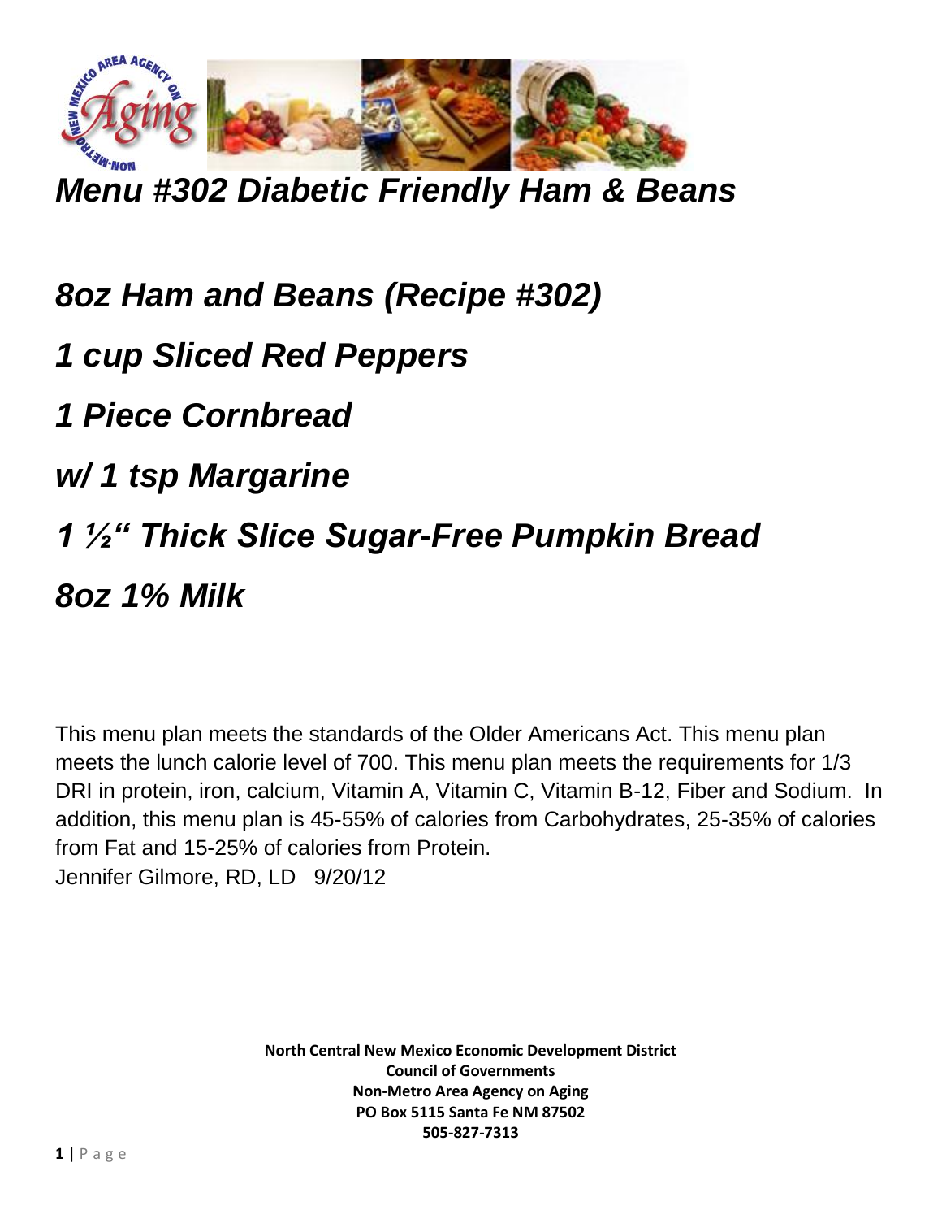# *Menu #302 Diabetic Friendly Ham & Beans*

***8oz Ham and Beans (Recipe #302)***

***1 cup Sliced Red Peppers***

***1 Piece Cornbread***

***w/ 1 tsp Margarine***

***1 ½" Thick Slice Sugar-Free Pumpkin Bread***

***8oz 1% Milk***

This menu plan meets the standards of the Older Americans Act. This menu plan meets the lunch calorie level of 700. This menu plan meets the requirements for 1/3 DRI in protein, iron, calcium, Vitamin A, Vitamin C, Vitamin B-12, Fiber and Sodium. In addition, this menu plan is 45-55% of calories from Carbohydrates, 25-35% of calories from Fat and 15-25% of calories from Protein.
Jennifer Gilmore, RD, LD 9/20/12

**North Central New Mexico Economic Development District**
**Council of Governments**
**Non-Metro Area Agency on Aging**
**PO Box 5115 Santa Fe NM 87502**
**505-827-7313**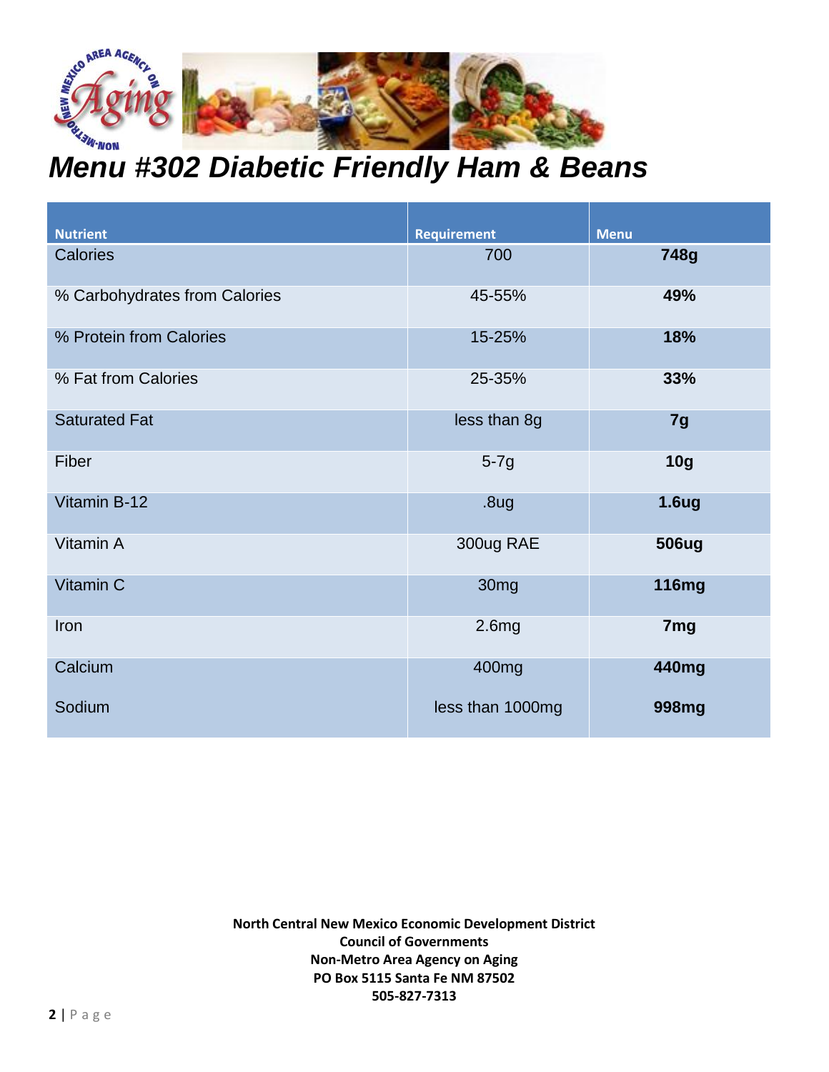# Menu #302 Diabetic Friendly Ham & Beans

| Nutrient | Requirement | Menu |
|---|---|---|
| Calories | 700 | **748g** |
| % Carbohydrates from Calories | 45-55% | **49%** |
| % Protein from Calories | 15-25% | **18%** |
| % Fat from Calories | 25-35% | **33%** |
| Saturated Fat | less than 8g | **7g** |
| Fiber | 5-7g | **10g** |
| Vitamin B-12 | .8ug | **1.6ug** |
| Vitamin A | 300ug RAE | **506ug** |
| Vitamin C | 30mg | **116mg** |
| Iron | 2.6mg | **7mg** |
| Calcium | 400mg | **440mg** |
| Sodium | less than 1000mg | **998mg** |

**North Central New Mexico Economic Development District**
**Council of Governments**
**Non-Metro Area Agency on Aging**
**PO Box 5115 Santa Fe NM 87502**
**505-827-7313**